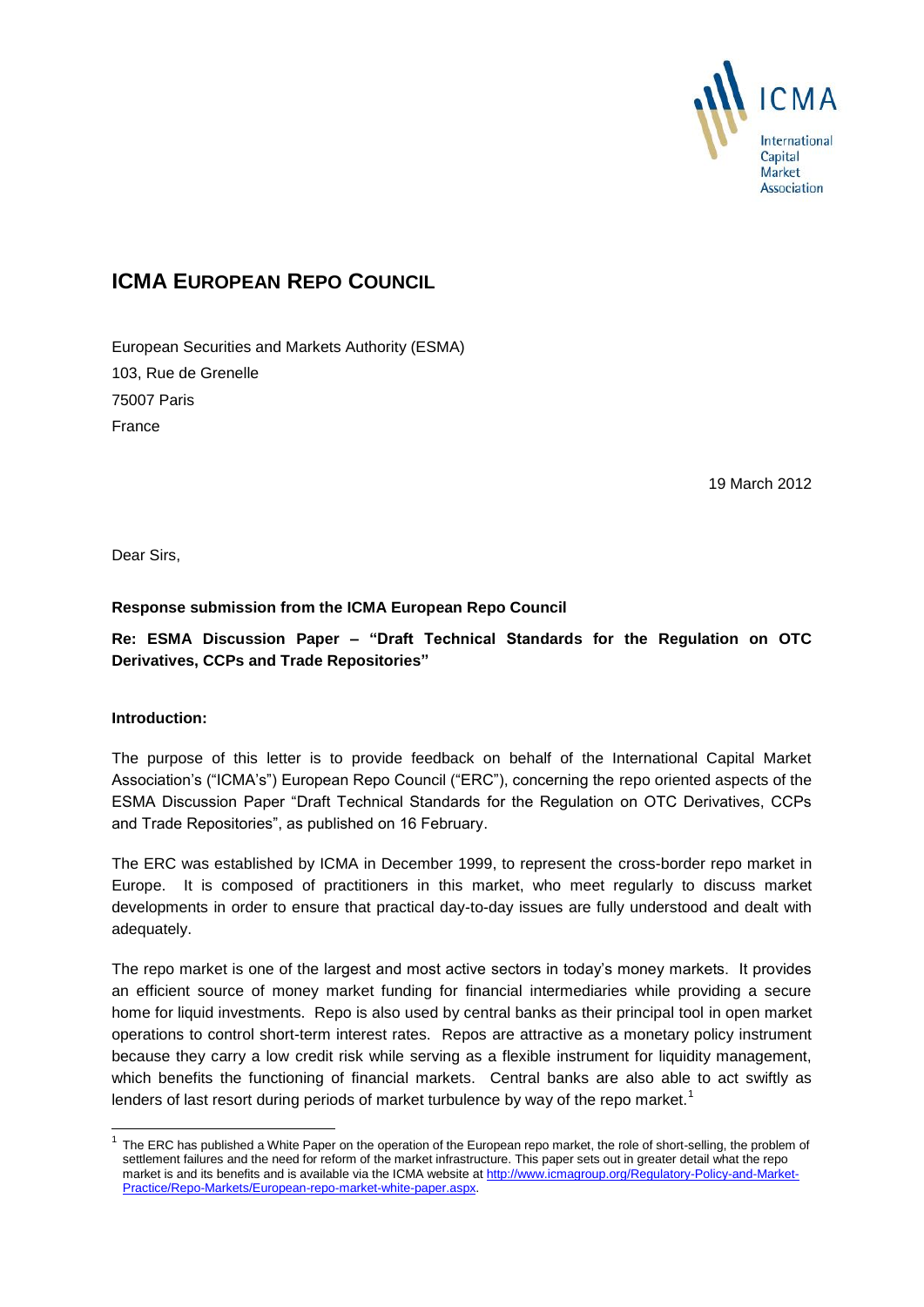ICMA

International Capital Market Association

# ICMA EUROPEAN REPO COUNCIL

European Securities and Markets Authority (ESMA)
103, Rue de Grenelle
75007 Paris
France

19 March 2012

Dear Sirs,

**Response submission from the ICMA European Repo Council**

**Re: ESMA Discussion Paper – "Draft Technical Standards for the Regulation on OTC Derivatives, CCPs and Trade Repositories"**

**Introduction:**

The purpose of this letter is to provide feedback on behalf of the International Capital Market Association's ("ICMA's") European Repo Council ("ERC"), concerning the repo oriented aspects of the ESMA Discussion Paper "Draft Technical Standards for the Regulation on OTC Derivatives, CCPs and Trade Repositories", as published on 16 February.

The ERC was established by ICMA in December 1999, to represent the cross-border repo market in Europe. It is composed of practitioners in this market, who meet regularly to discuss market developments in order to ensure that practical day-to-day issues are fully understood and dealt with adequately.

The repo market is one of the largest and most active sectors in today's money markets. It provides an efficient source of money market funding for financial intermediaries while providing a secure home for liquid investments. Repo is also used by central banks as their principal tool in open market operations to control short-term interest rates. Repos are attractive as a monetary policy instrument because they carry a low credit risk while serving as a flexible instrument for liquidity management, which benefits the functioning of financial markets. Central banks are also able to act swiftly as lenders of last resort during periods of market turbulence by way of the repo market.[1]

[1] The ERC has published a White Paper on the operation of the European repo market, the role of short-selling, the problem of settlement failures and the need for reform of the market infrastructure. This paper sets out in greater detail what the repo market is and its benefits and is available via the ICMA website at http://www.icmagroup.org/Regulatory-Policy-and-Market-Practice/Repo-Markets/European-repo-market-white-paper.aspx.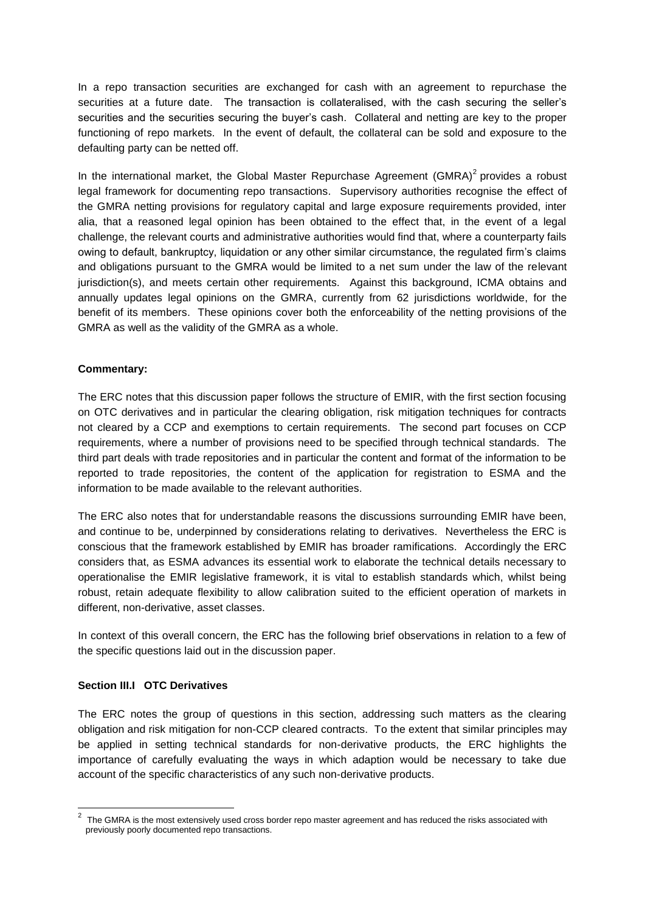In a repo transaction securities are exchanged for cash with an agreement to repurchase the securities at a future date. The transaction is collateralised, with the cash securing the seller's securities and the securities securing the buyer's cash. Collateral and netting are key to the proper functioning of repo markets. In the event of default, the collateral can be sold and exposure to the defaulting party can be netted off.

In the international market, the Global Master Repurchase Agreement (GMRA)[2] provides a robust legal framework for documenting repo transactions. Supervisory authorities recognise the effect of the GMRA netting provisions for regulatory capital and large exposure requirements provided, inter alia, that a reasoned legal opinion has been obtained to the effect that, in the event of a legal challenge, the relevant courts and administrative authorities would find that, where a counterparty fails owing to default, bankruptcy, liquidation or any other similar circumstance, the regulated firm's claims and obligations pursuant to the GMRA would be limited to a net sum under the law of the relevant jurisdiction(s), and meets certain other requirements. Against this background, ICMA obtains and annually updates legal opinions on the GMRA, currently from 62 jurisdictions worldwide, for the benefit of its members. These opinions cover both the enforceability of the netting provisions of the GMRA as well as the validity of the GMRA as a whole.

**Commentary:**

The ERC notes that this discussion paper follows the structure of EMIR, with the first section focusing on OTC derivatives and in particular the clearing obligation, risk mitigation techniques for contracts not cleared by a CCP and exemptions to certain requirements. The second part focuses on CCP requirements, where a number of provisions need to be specified through technical standards. The third part deals with trade repositories and in particular the content and format of the information to be reported to trade repositories, the content of the application for registration to ESMA and the information to be made available to the relevant authorities.

The ERC also notes that for understandable reasons the discussions surrounding EMIR have been, and continue to be, underpinned by considerations relating to derivatives. Nevertheless the ERC is conscious that the framework established by EMIR has broader ramifications. Accordingly the ERC considers that, as ESMA advances its essential work to elaborate the technical details necessary to operationalise the EMIR legislative framework, it is vital to establish standards which, whilst being robust, retain adequate flexibility to allow calibration suited to the efficient operation of markets in different, non-derivative, asset classes.

In context of this overall concern, the ERC has the following brief observations in relation to a few of the specific questions laid out in the discussion paper.

**Section III.I OTC Derivatives**

The ERC notes the group of questions in this section, addressing such matters as the clearing obligation and risk mitigation for non-CCP cleared contracts. To the extent that similar principles may be applied in setting technical standards for non-derivative products, the ERC highlights the importance of carefully evaluating the ways in which adaption would be necessary to take due account of the specific characteristics of any such non-derivative products.

[2] The GMRA is the most extensively used cross border repo master agreement and has reduced the risks associated with previously poorly documented repo transactions.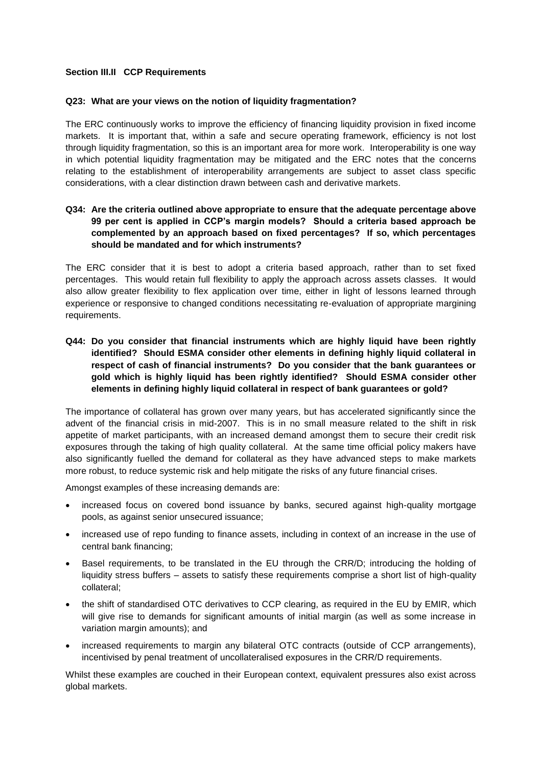**Section III.II CCP Requirements**

**Q23: What are your views on the notion of liquidity fragmentation?**

The ERC continuously works to improve the efficiency of financing liquidity provision in fixed income markets. It is important that, within a safe and secure operating framework, efficiency is not lost through liquidity fragmentation, so this is an important area for more work. Interoperability is one way in which potential liquidity fragmentation may be mitigated and the ERC notes that the concerns relating to the establishment of interoperability arrangements are subject to asset class specific considerations, with a clear distinction drawn between cash and derivative markets.

**Q34: Are the criteria outlined above appropriate to ensure that the adequate percentage above 99 per cent is applied in CCP's margin models? Should a criteria based approach be complemented by an approach based on fixed percentages? If so, which percentages should be mandated and for which instruments?**

The ERC consider that it is best to adopt a criteria based approach, rather than to set fixed percentages. This would retain full flexibility to apply the approach across assets classes. It would also allow greater flexibility to flex application over time, either in light of lessons learned through experience or responsive to changed conditions necessitating re-evaluation of appropriate margining requirements.

**Q44: Do you consider that financial instruments which are highly liquid have been rightly identified? Should ESMA consider other elements in defining highly liquid collateral in respect of cash of financial instruments? Do you consider that the bank guarantees or gold which is highly liquid has been rightly identified? Should ESMA consider other elements in defining highly liquid collateral in respect of bank guarantees or gold?**

The importance of collateral has grown over many years, but has accelerated significantly since the advent of the financial crisis in mid-2007. This is in no small measure related to the shift in risk appetite of market participants, with an increased demand amongst them to secure their credit risk exposures through the taking of high quality collateral. At the same time official policy makers have also significantly fuelled the demand for collateral as they have advanced steps to make markets more robust, to reduce systemic risk and help mitigate the risks of any future financial crises.

Amongst examples of these increasing demands are:

- increased focus on covered bond issuance by banks, secured against high-quality mortgage pools, as against senior unsecured issuance;
- increased use of repo funding to finance assets, including in context of an increase in the use of central bank financing;
- Basel requirements, to be translated in the EU through the CRR/D; introducing the holding of liquidity stress buffers – assets to satisfy these requirements comprise a short list of high-quality collateral;
- the shift of standardised OTC derivatives to CCP clearing, as required in the EU by EMIR, which will give rise to demands for significant amounts of initial margin (as well as some increase in variation margin amounts); and
- increased requirements to margin any bilateral OTC contracts (outside of CCP arrangements), incentivised by penal treatment of uncollateralised exposures in the CRR/D requirements.

Whilst these examples are couched in their European context, equivalent pressures also exist across global markets.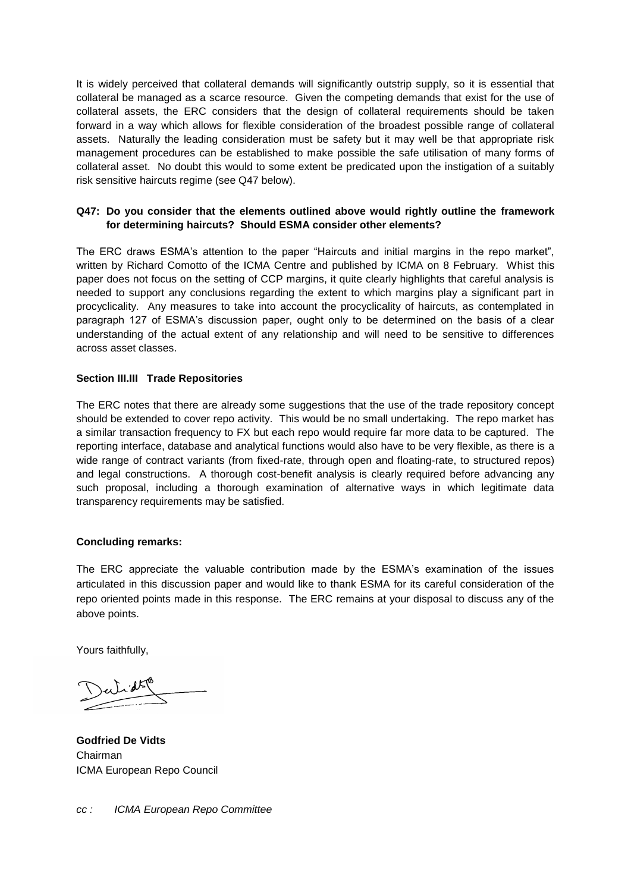It is widely perceived that collateral demands will significantly outstrip supply, so it is essential that collateral be managed as a scarce resource. Given the competing demands that exist for the use of collateral assets, the ERC considers that the design of collateral requirements should be taken forward in a way which allows for flexible consideration of the broadest possible range of collateral assets. Naturally the leading consideration must be safety but it may well be that appropriate risk management procedures can be established to make possible the safe utilisation of many forms of collateral asset. No doubt this would to some extent be predicated upon the instigation of a suitably risk sensitive haircuts regime (see Q47 below).

**Q47: Do you consider that the elements outlined above would rightly outline the framework for determining haircuts? Should ESMA consider other elements?**

The ERC draws ESMA's attention to the paper "Haircuts and initial margins in the repo market", written by Richard Comotto of the ICMA Centre and published by ICMA on 8 February. Whist this paper does not focus on the setting of CCP margins, it quite clearly highlights that careful analysis is needed to support any conclusions regarding the extent to which margins play a significant part in procyclicality. Any measures to take into account the procyclicality of haircuts, as contemplated in paragraph 127 of ESMA's discussion paper, ought only to be determined on the basis of a clear understanding of the actual extent of any relationship and will need to be sensitive to differences across asset classes.

**Section III.III Trade Repositories**

The ERC notes that there are already some suggestions that the use of the trade repository concept should be extended to cover repo activity. This would be no small undertaking. The repo market has a similar transaction frequency to FX but each repo would require far more data to be captured. The reporting interface, database and analytical functions would also have to be very flexible, as there is a wide range of contract variants (from fixed-rate, through open and floating-rate, to structured repos) and legal constructions. A thorough cost-benefit analysis is clearly required before advancing any such proposal, including a thorough examination of alternative ways in which legitimate data transparency requirements may be satisfied.

**Concluding remarks:**

The ERC appreciate the valuable contribution made by the ESMA's examination of the issues articulated in this discussion paper and would like to thank ESMA for its careful consideration of the repo oriented points made in this response. The ERC remains at your disposal to discuss any of the above points.

Yours faithfully,

**Godfried De Vidts**
Chairman
ICMA European Repo Council

*cc : ICMA European Repo Committee*